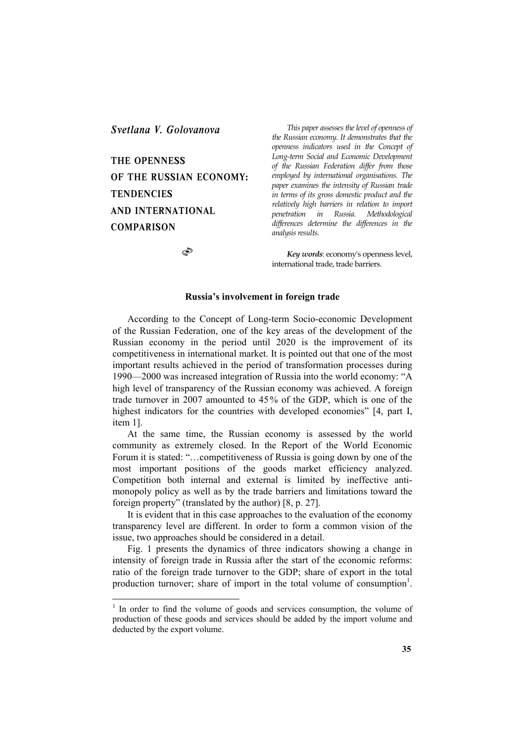*Svetlana V. Golovanova*

# THE OPENNESS OF THE RUSSIAN ECONOMY: TENDENCIES AND INTERNATIONAL COMPARISON

*This paper assesses the level of openness of the Russian economy. It demonstrates that the openness indicators used in the Concept of Long-term Social and Economic Development of the Russian Federation differ from those employed by international organisations. The paper examines the intensity of Russian trade in terms of its gross domestic product and the relatively high barriers in relation to import penetration in Russia. Methodological differences determine the differences in the analysis results.*

***Key words***: economy's openness level, international trade, trade barriers.

## Russia's involvement in foreign trade

According to the Concept of Long-term Socio-economic Development of the Russian Federation, one of the key areas of the development of the Russian economy in the period until 2020 is the improvement of its competitiveness in international market. It is pointed out that one of the most important results achieved in the period of transformation processes during 1990—2000 was increased integration of Russia into the world economy: "A high level of transparency of the Russian economy was achieved. A foreign trade turnover in 2007 amounted to 45% of the GDP, which is one of the highest indicators for the countries with developed economies" [4, part I, item 1].

At the same time, the Russian economy is assessed by the world community as extremely closed. In the Report of the World Economic Forum it is stated: "…competitiveness of Russia is going down by one of the most important positions of the goods market efficiency analyzed. Competition both internal and external is limited by ineffective anti-monopoly policy as well as by the trade barriers and limitations toward the foreign property" (translated by the author) [8, p. 27].

It is evident that in this case approaches to the evaluation of the economy transparency level are different. In order to form a common vision of the issue, two approaches should be considered in a detail.

Fig. 1 presents the dynamics of three indicators showing a change in intensity of foreign trade in Russia after the start of the economic reforms: ratio of the foreign trade turnover to the GDP; share of export in the total production turnover; share of import in the total volume of consumption[1].

[1] In order to find the volume of goods and services consumption, the volume of production of these goods and services should be added by the import volume and deducted by the export volume.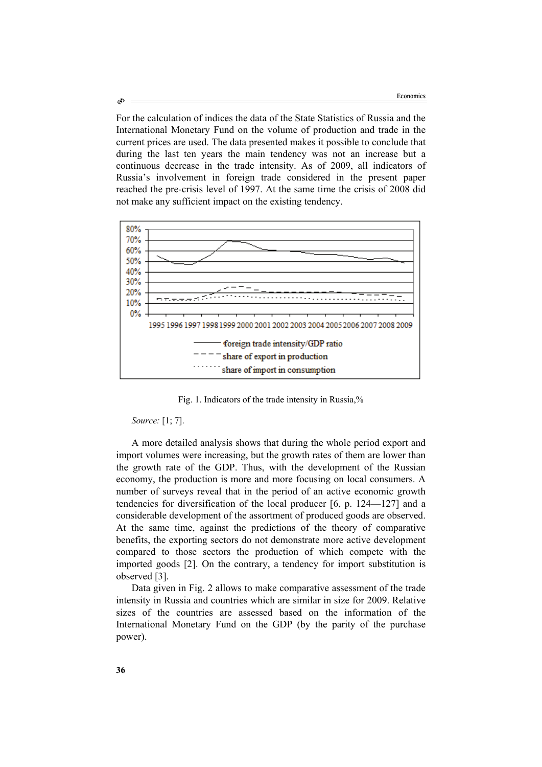For the calculation of indices the data of the State Statistics of Russia and the International Monetary Fund on the volume of production and trade in the current prices are used. The data presented makes it possible to conclude that during the last ten years the main tendency was not an increase but a continuous decrease in the trade intensity. As of 2009, all indicators of Russia's involvement in foreign trade considered in the present paper reached the pre-crisis level of 1997. At the same time the crisis of 2008 did not make any sufficient impact on the existing tendency.

Fig. 1. Indicators of the trade intensity in Russia,%

*Source:* [1; 7].

A more detailed analysis shows that during the whole period export and import volumes were increasing, but the growth rates of them are lower than the growth rate of the GDP. Thus, with the development of the Russian economy, the production is more and more focusing on local consumers. A number of surveys reveal that in the period of an active economic growth tendencies for diversification of the local producer [6, p. 124—127] and a considerable development of the assortment of produced goods are observed. At the same time, against the predictions of the theory of comparative benefits, the exporting sectors do not demonstrate more active development compared to those sectors the production of which compete with the imported goods [2]. On the contrary, a tendency for import substitution is observed [3].

Data given in Fig. 2 allows to make comparative assessment of the trade intensity in Russia and countries which are similar in size for 2009. Relative sizes of the countries are assessed based on the information of the International Monetary Fund on the GDP (by the parity of the purchase power).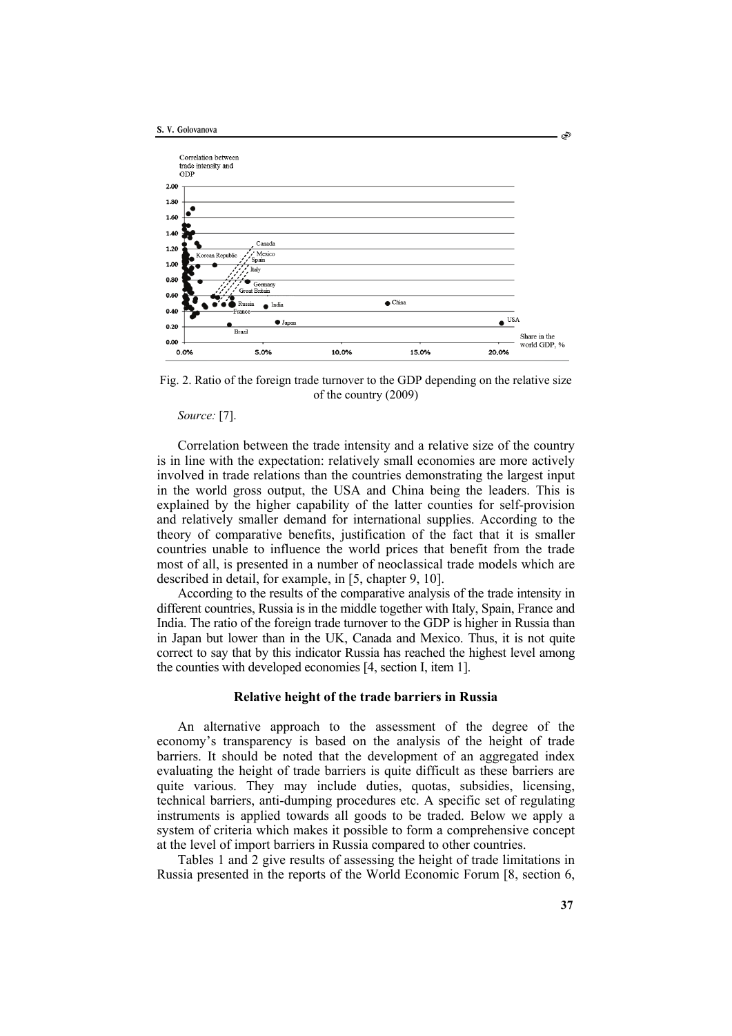Fig. 2. Ratio of the foreign trade turnover to the GDP depending on the relative size of the country (2009)

*Source:* [7].

Correlation between the trade intensity and a relative size of the country is in line with the expectation: relatively small economies are more actively involved in trade relations than the countries demonstrating the largest input in the world gross output, the USA and China being the leaders. This is explained by the higher capability of the latter counties for self-provision and relatively smaller demand for international supplies. According to the theory of comparative benefits, justification of the fact that it is smaller countries unable to influence the world prices that benefit from the trade most of all, is presented in a number of neoclassical trade models which are described in detail, for example, in [5, chapter 9, 10].

According to the results of the comparative analysis of the trade intensity in different countries, Russia is in the middle together with Italy, Spain, France and India. The ratio of the foreign trade turnover to the GDP is higher in Russia than in Japan but lower than in the UK, Canada and Mexico. Thus, it is not quite correct to say that by this indicator Russia has reached the highest level among the counties with developed economies [4, section I, item 1].

### Relative height of the trade barriers in Russia

An alternative approach to the assessment of the degree of the economy's transparency is based on the analysis of the height of trade barriers. It should be noted that the development of an aggregated index evaluating the height of trade barriers is quite difficult as these barriers are quite various. They may include duties, quotas, subsidies, licensing, technical barriers, anti-dumping procedures etc. A specific set of regulating instruments is applied towards all goods to be traded. Below we apply a system of criteria which makes it possible to form a comprehensive concept at the level of import barriers in Russia compared to other countries.

Tables 1 and 2 give results of assessing the height of trade limitations in Russia presented in the reports of the World Economic Forum [8, section 6,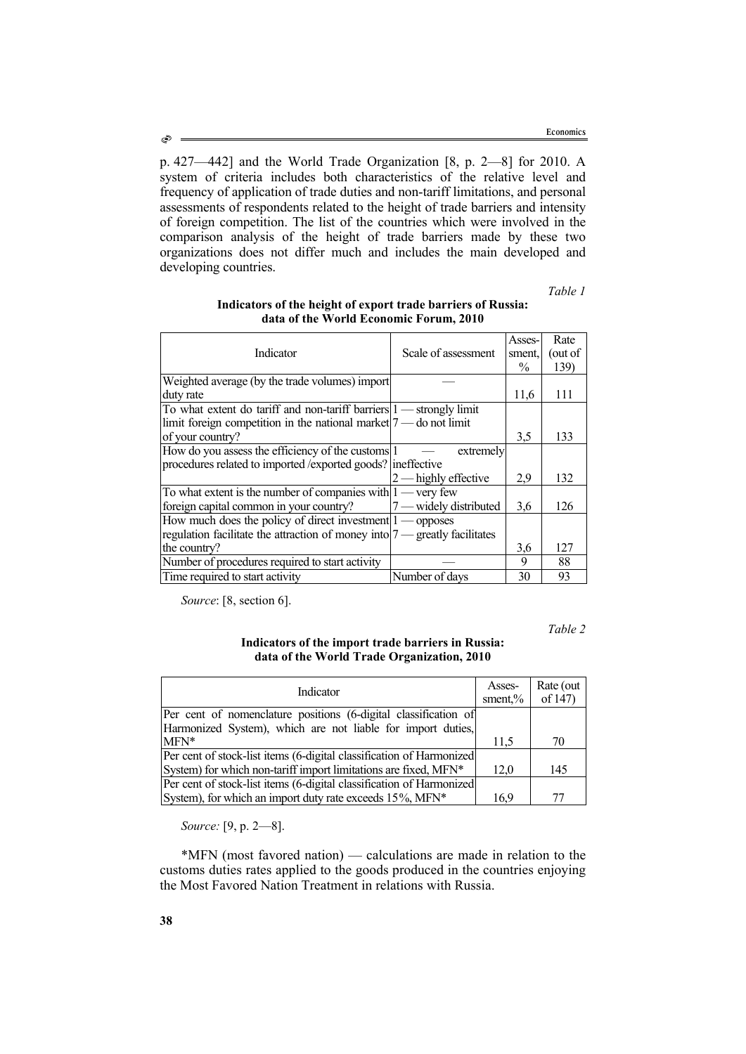p. 427—442] and the World Trade Organization [8, p. 2—8] for 2010. A system of criteria includes both characteristics of the relative level and frequency of application of trade duties and non-tariff limitations, and personal assessments of respondents related to the height of trade barriers and intensity of foreign competition. The list of the countries which were involved in the comparison analysis of the height of trade barriers made by these two organizations does not differ much and includes the main developed and developing countries.

*Table 1*

**Indicators of the height of export trade barriers of Russia: data of the World Economic Forum, 2010**

| Indicator | Scale of assessment | Assessment, % | Rate (out of 139) |
|---|---|---|---|
| Weighted average (by the trade volumes) import duty rate | — | 11,6 | 111 |
| To what extent do tariff and non-tariff barriers limit foreign competition in the national market of your country? | 1 — strongly limit 7 — do not limit | 3,5 | 133 |
| How do you assess the efficiency of the customs procedures related to imported /exported goods? | 1 — extremely ineffective 2 — highly effective | 2,9 | 132 |
| To what extent is the number of companies with foreign capital common in your country? | 1 — very few 7 — widely distributed | 3,6 | 126 |
| How much does the policy of direct investment regulation facilitate the attraction of money into the country? | 1 — opposes 7 — greatly facilitates | 3,6 | 127 |
| Number of procedures required to start activity | — | 9 | 88 |
| Time required to start activity | Number of days | 30 | 93 |

*Source*: [8, section 6].

*Table 2*

**Indicators of the import trade barriers in Russia: data of the World Trade Organization, 2010**

| Indicator | Assessment,% | Rate (out of 147) |
|---|---|---|
| Per cent of nomenclature positions (6-digital classification of Harmonized System), which are not liable for import duties, MFN* | 11,5 | 70 |
| Per cent of stock-list items (6-digital classification of Harmonized System) for which non-tariff import limitations are fixed, MFN* | 12,0 | 145 |
| Per cent of stock-list items (6-digital classification of Harmonized System), for which an import duty rate exceeds 15%, MFN* | 16,9 | 77 |

*Source:* [9, p. 2—8].

*MFN (most favored nation) — calculations are made in relation to the customs duties rates applied to the goods produced in the countries enjoying the Most Favored Nation Treatment in relations with Russia.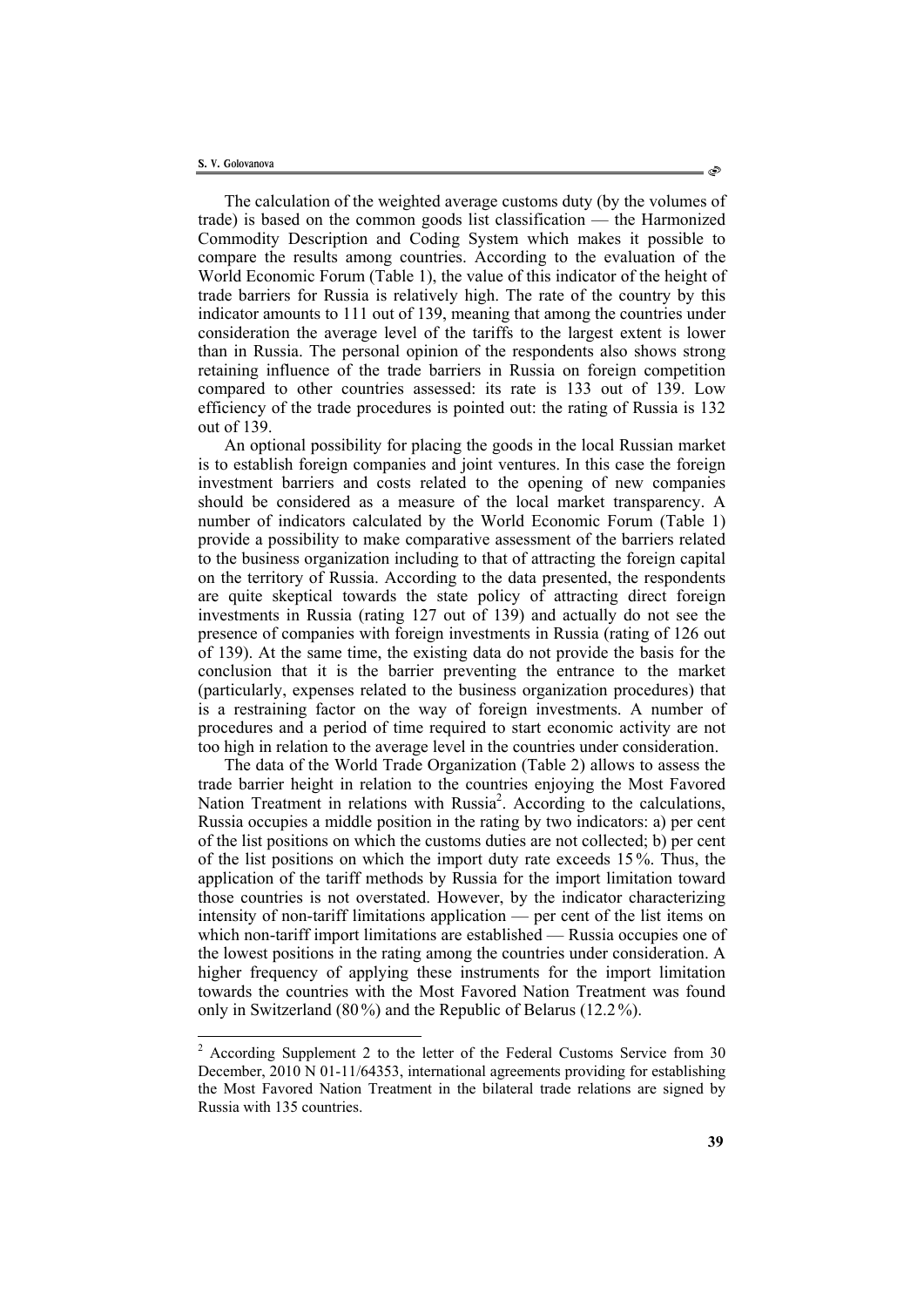The calculation of the weighted average customs duty (by the volumes of trade) is based on the common goods list classification — the Harmonized Commodity Description and Coding System which makes it possible to compare the results among countries. According to the evaluation of the World Economic Forum (Table 1), the value of this indicator of the height of trade barriers for Russia is relatively high. The rate of the country by this indicator amounts to 111 out of 139, meaning that among the countries under consideration the average level of the tariffs to the largest extent is lower than in Russia. The personal opinion of the respondents also shows strong retaining influence of the trade barriers in Russia on foreign competition compared to other countries assessed: its rate is 133 out of 139. Low efficiency of the trade procedures is pointed out: the rating of Russia is 132 out of 139.

An optional possibility for placing the goods in the local Russian market is to establish foreign companies and joint ventures. In this case the foreign investment barriers and costs related to the opening of new companies should be considered as a measure of the local market transparency. A number of indicators calculated by the World Economic Forum (Table 1) provide a possibility to make comparative assessment of the barriers related to the business organization including to that of attracting the foreign capital on the territory of Russia. According to the data presented, the respondents are quite skeptical towards the state policy of attracting direct foreign investments in Russia (rating 127 out of 139) and actually do not see the presence of companies with foreign investments in Russia (rating of 126 out of 139). At the same time, the existing data do not provide the basis for the conclusion that it is the barrier preventing the entrance to the market (particularly, expenses related to the business organization procedures) that is a restraining factor on the way of foreign investments. A number of procedures and a period of time required to start economic activity are not too high in relation to the average level in the countries under consideration.

The data of the World Trade Organization (Table 2) allows to assess the trade barrier height in relation to the countries enjoying the Most Favored Nation Treatment in relations with Russia[2]. According to the calculations, Russia occupies a middle position in the rating by two indicators: a) per cent of the list positions on which the customs duties are not collected; b) per cent of the list positions on which the import duty rate exceeds 15%. Thus, the application of the tariff methods by Russia for the import limitation toward those countries is not overstated. However, by the indicator characterizing intensity of non-tariff limitations application — per cent of the list items on which non-tariff import limitations are established — Russia occupies one of the lowest positions in the rating among the countries under consideration. A higher frequency of applying these instruments for the import limitation towards the countries with the Most Favored Nation Treatment was found only in Switzerland (80%) and the Republic of Belarus (12.2%).

---

[2] According Supplement 2 to the letter of the Federal Customs Service from 30 December, 2010 N 01-11/64353, international agreements providing for establishing the Most Favored Nation Treatment in the bilateral trade relations are signed by Russia with 135 countries.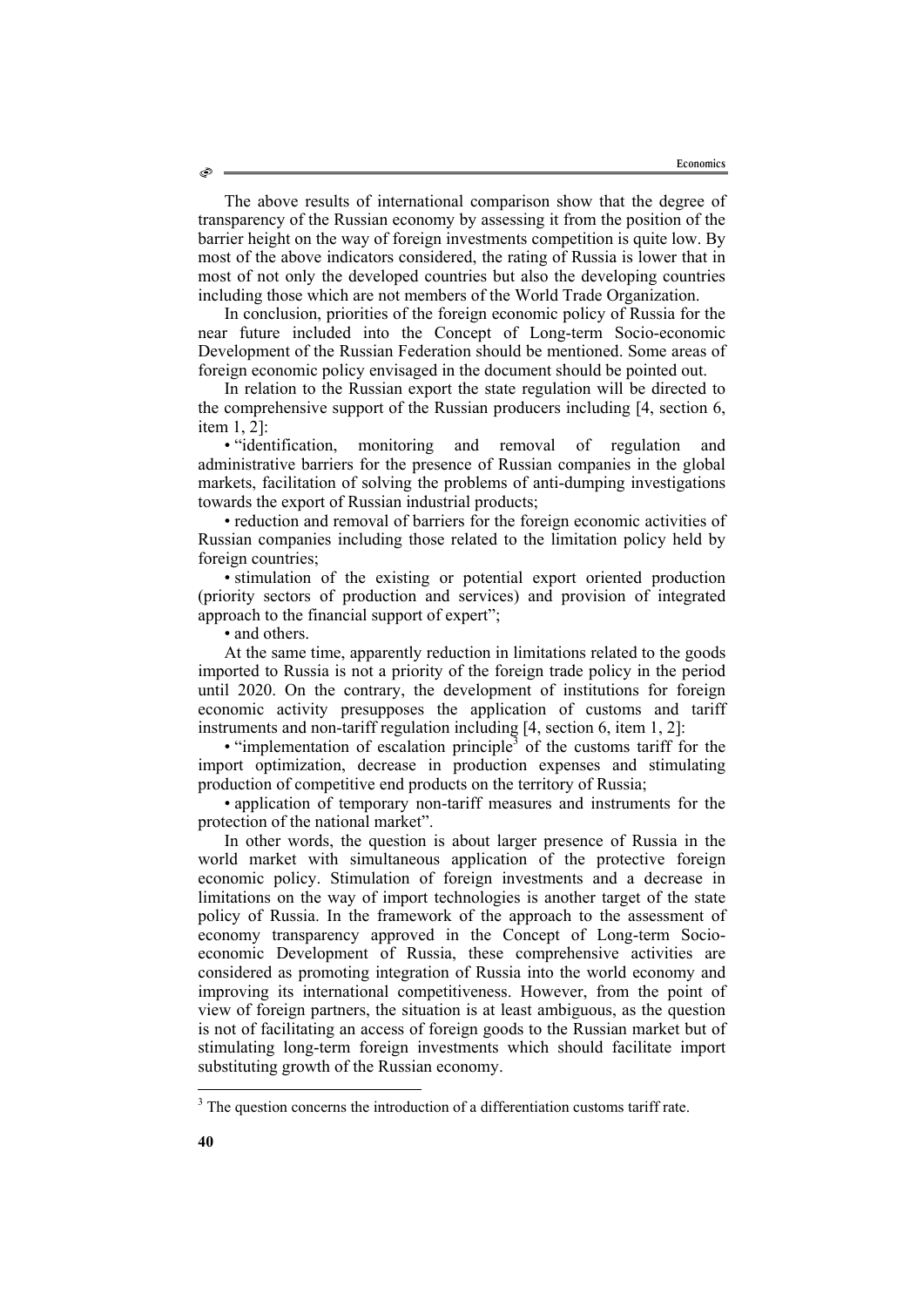The above results of international comparison show that the degree of transparency of the Russian economy by assessing it from the position of the barrier height on the way of foreign investments competition is quite low. By most of the above indicators considered, the rating of Russia is lower that in most of not only the developed countries but also the developing countries including those which are not members of the World Trade Organization.

In conclusion, priorities of the foreign economic policy of Russia for the near future included into the Concept of Long-term Socio-economic Development of the Russian Federation should be mentioned. Some areas of foreign economic policy envisaged in the document should be pointed out.

In relation to the Russian export the state regulation will be directed to the comprehensive support of the Russian producers including [4, section 6, item 1, 2]:

- "identification, monitoring and removal of regulation and administrative barriers for the presence of Russian companies in the global markets, facilitation of solving the problems of anti-dumping investigations towards the export of Russian industrial products;
- reduction and removal of barriers for the foreign economic activities of Russian companies including those related to the limitation policy held by foreign countries;
- stimulation of the existing or potential export oriented production (priority sectors of production and services) and provision of integrated approach to the financial support of expert";
- and others.

At the same time, apparently reduction in limitations related to the goods imported to Russia is not a priority of the foreign trade policy in the period until 2020. On the contrary, the development of institutions for foreign economic activity presupposes the application of customs and tariff instruments and non-tariff regulation including [4, section 6, item 1, 2]:

- "implementation of escalation principle[3] of the customs tariff for the import optimization, decrease in production expenses and stimulating production of competitive end products on the territory of Russia;
- application of temporary non-tariff measures and instruments for the protection of the national market".

In other words, the question is about larger presence of Russia in the world market with simultaneous application of the protective foreign economic policy. Stimulation of foreign investments and a decrease in limitations on the way of import technologies is another target of the state policy of Russia. In the framework of the approach to the assessment of economy transparency approved in the Concept of Long-term Socio-economic Development of Russia, these comprehensive activities are considered as promoting integration of Russia into the world economy and improving its international competitiveness. However, from the point of view of foreign partners, the situation is at least ambiguous, as the question is not of facilitating an access of foreign goods to the Russian market but of stimulating long-term foreign investments which should facilitate import substituting growth of the Russian economy.

---

[3] The question concerns the introduction of a differentiation customs tariff rate.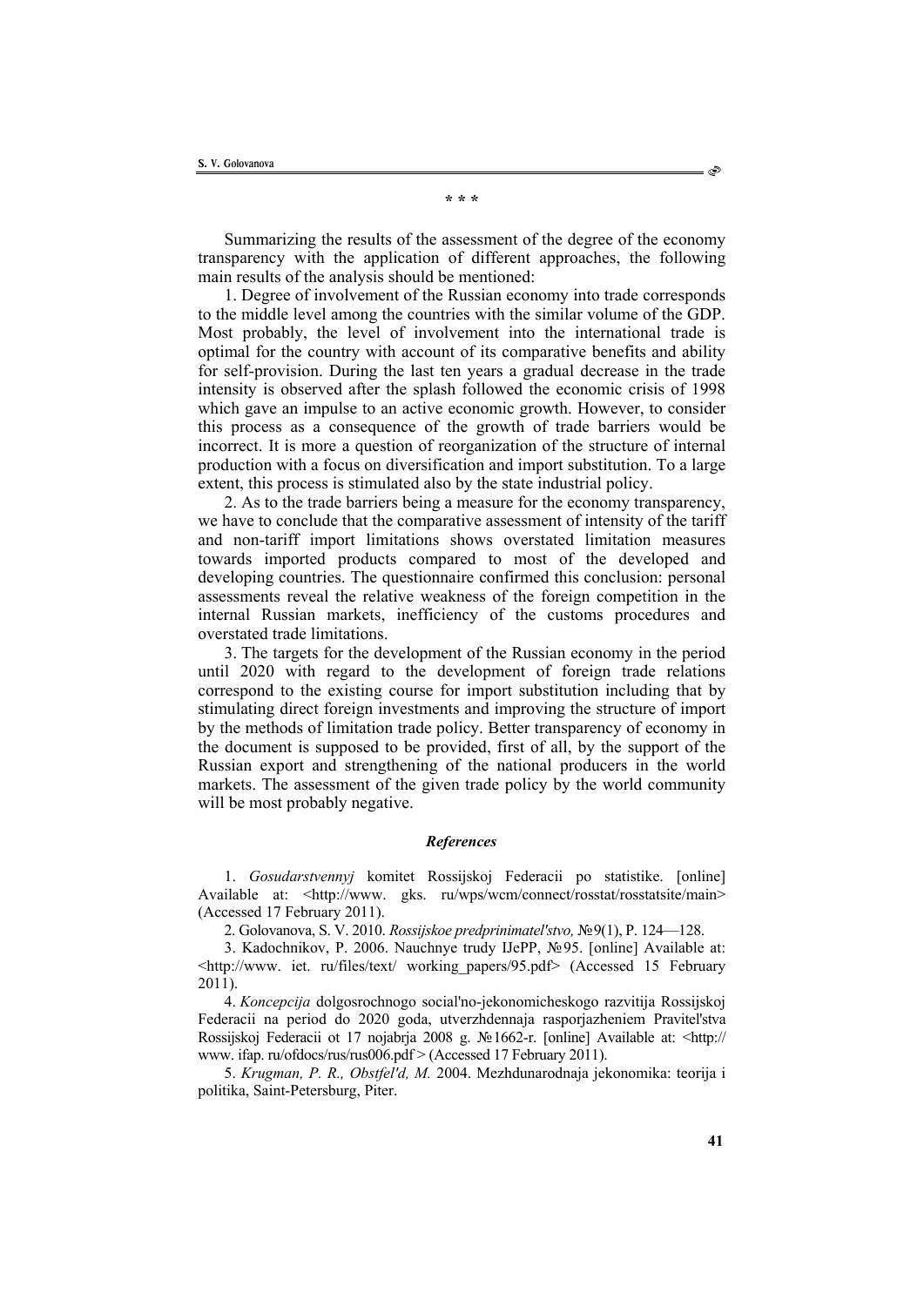\* \* \*

Summarizing the results of the assessment of the degree of the economy transparency with the application of different approaches, the following main results of the analysis should be mentioned:

1. Degree of involvement of the Russian economy into trade corresponds to the middle level among the countries with the similar volume of the GDP. Most probably, the level of involvement into the international trade is optimal for the country with account of its comparative benefits and ability for self-provision. During the last ten years a gradual decrease in the trade intensity is observed after the splash followed the economic crisis of 1998 which gave an impulse to an active economic growth. However, to consider this process as a consequence of the growth of trade barriers would be incorrect. It is more a question of reorganization of the structure of internal production with a focus on diversification and import substitution. To a large extent, this process is stimulated also by the state industrial policy.

2. As to the trade barriers being a measure for the economy transparency, we have to conclude that the comparative assessment of intensity of the tariff and non-tariff import limitations shows overstated limitation measures towards imported products compared to most of the developed and developing countries. The questionnaire confirmed this conclusion: personal assessments reveal the relative weakness of the foreign competition in the internal Russian markets, inefficiency of the customs procedures and overstated trade limitations.

3. The targets for the development of the Russian economy in the period until 2020 with regard to the development of foreign trade relations correspond to the existing course for import substitution including that by stimulating direct foreign investments and improving the structure of import by the methods of limitation trade policy. Better transparency of economy in the document is supposed to be provided, first of all, by the support of the Russian export and strengthening of the national producers in the world markets. The assessment of the given trade policy by the world community will be most probably negative.

### *References*

1. *Gosudarstvennyj* komitet Rossijskoj Federacii po statistike. [online] Available at: <http://www. gks. ru/wps/wcm/connect/rosstat/rosstatsite/main> (Accessed 17 February 2011).

2. Golovanova, S. V. 2010. *Rossijskoe predprinimatel'stvo,* №9(1), P. 124—128.

3. Kadochnikov, P. 2006. Nauchnye trudy IJePP, №95. [online] Available at: <http://www. iet. ru/files/text/ working_papers/95.pdf> (Accessed 15 February 2011).

4. *Koncepcija* dolgosrochnogo social'no-jekonomicheskogo razvitija Rossijskoj Federacii na period do 2020 goda, utverzhdennaja rasporjazheniem Pravitel'stva Rossijskoj Federacii ot 17 nojabrja 2008 g. №1662-r. [online] Available at: <http:// www. ifap. ru/ofdocs/rus/rus006.pdf > (Accessed 17 February 2011).

5. *Krugman, P. R., Obstfel'd, M.* 2004. Mezhdunarodnaja jekonomika: teorija i politika, Saint-Petersburg, Piter.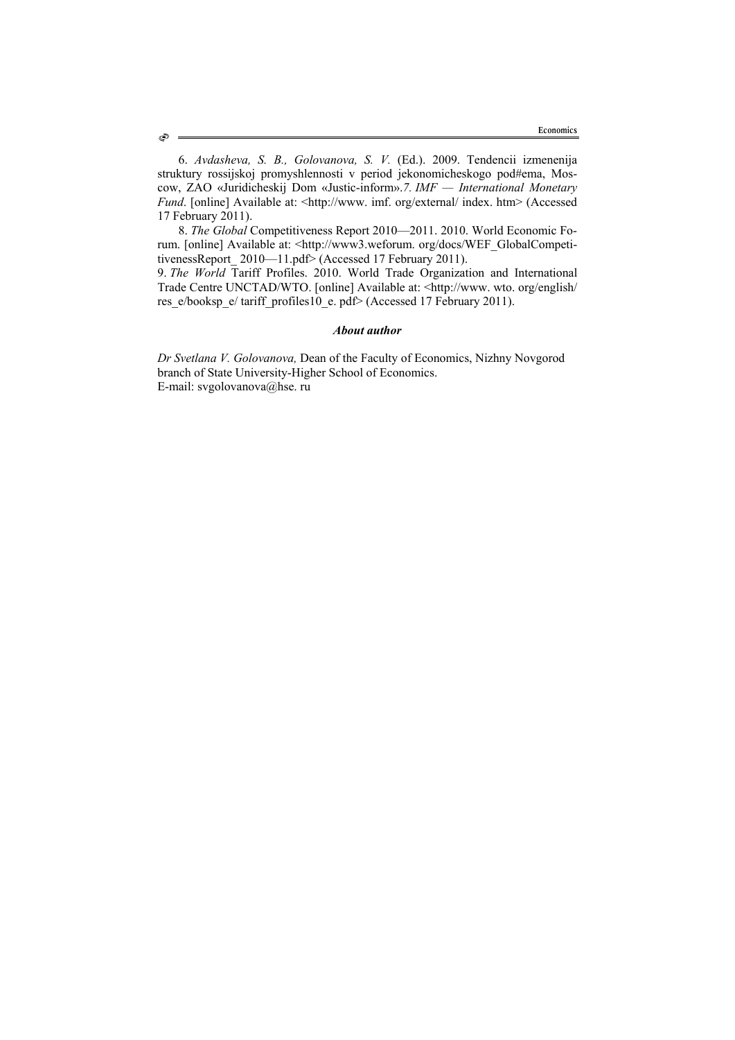6. *Avdasheva, S. B., Golovanova, S. V.* (Ed.). 2009. Tendencii izmenenija struktury rossijskoj promyshlennosti v period jekonomicheskogo pod#ema, Moscow, ZAO «Juridicheskij Dom «Justic-inform».*7. IMF — International Monetary Fund*. [online] Available at: <http://www. imf. org/external/ index. htm> (Accessed 17 February 2011).

8. *The Global* Competitiveness Report 2010—2011. 2010. World Economic Forum. [online] Available at: <http://www3.weforum. org/docs/WEF_GlobalCompetitivenessReport_ 2010—11.pdf> (Accessed 17 February 2011).

9. *The World* Tariff Profiles. 2010. World Trade Organization and International Trade Centre UNCTAD/WTO. [online] Available at: <http://www. wto. org/english/ res_e/booksp_e/ tariff_profiles10_e. pdf> (Accessed 17 February 2011).

### *About author*

*Dr Svetlana V. Golovanova,* Dean of the Faculty of Economics, Nizhny Novgorod branch of State University-Higher School of Economics.
E-mail: svgolovanova@hse. ru